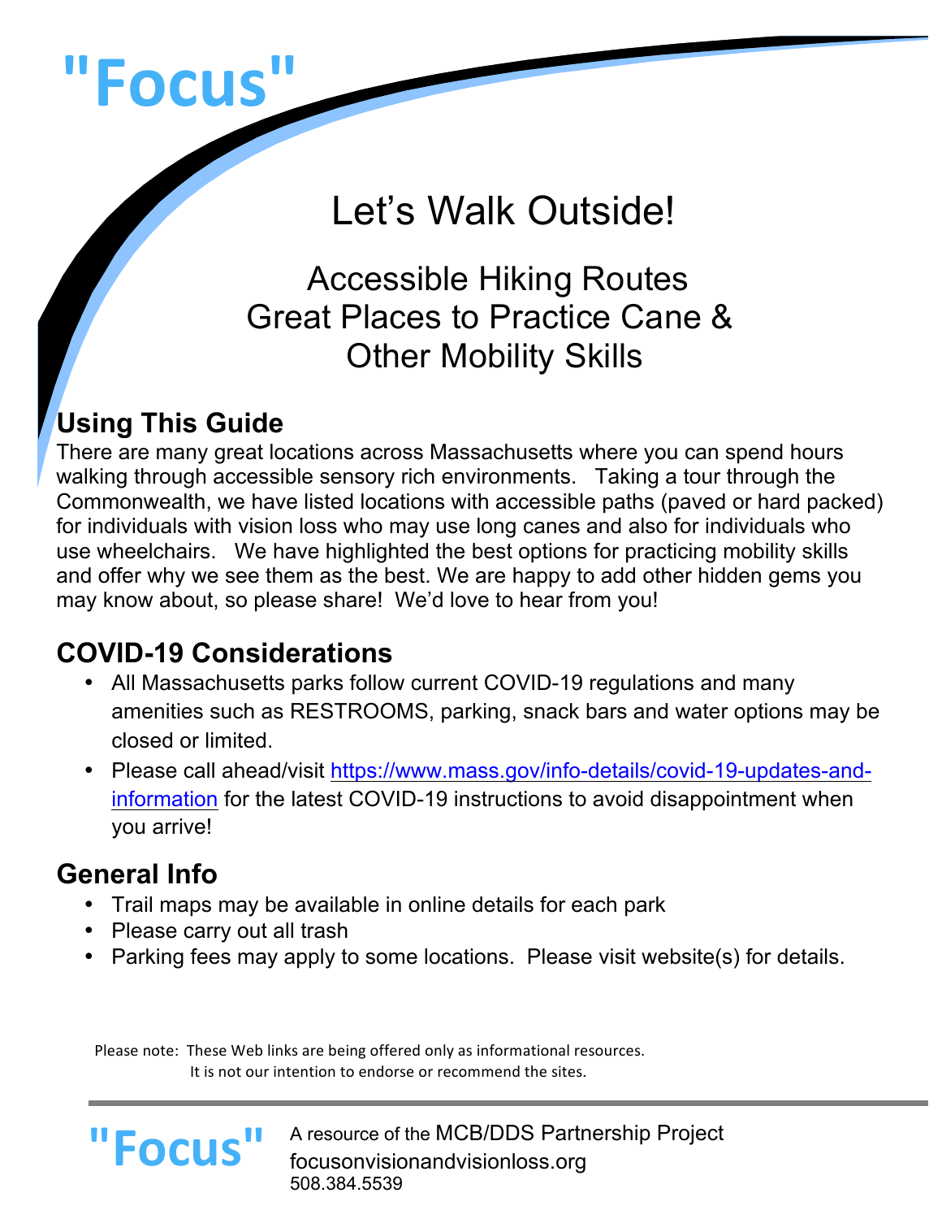# "Focus"

## Let's Walk Outside!

### Accessible Hiking Routes
### Great Places to Practice Cane & Other Mobility Skills

## Using This Guide

There are many great locations across Massachusetts where you can spend hours walking through accessible sensory rich environments. Taking a tour through the Commonwealth, we have listed locations with accessible paths (paved or hard packed) for individuals with vision loss who may use long canes and also for individuals who use wheelchairs. We have highlighted the best options for practicing mobility skills and offer why we see them as the best. We are happy to add other hidden gems you may know about, so please share! We'd love to hear from you!

## COVID-19 Considerations

- All Massachusetts parks follow current COVID-19 regulations and many amenities such as RESTROOMS, parking, snack bars and water options may be closed or limited.
- Please call ahead/visit https://www.mass.gov/info-details/covid-19-updates-and-information for the latest COVID-19 instructions to avoid disappointment when you arrive!

## General Info

- Trail maps may be available in online details for each park
- Please carry out all trash
- Parking fees may apply to some locations. Please visit website(s) for details.

Please note: These Web links are being offered only as informational resources. It is not our intention to endorse or recommend the sites.

"Focus" A resource of the MCB/DDS Partnership Project
focusonvisionandvisionloss.org
508.384.5539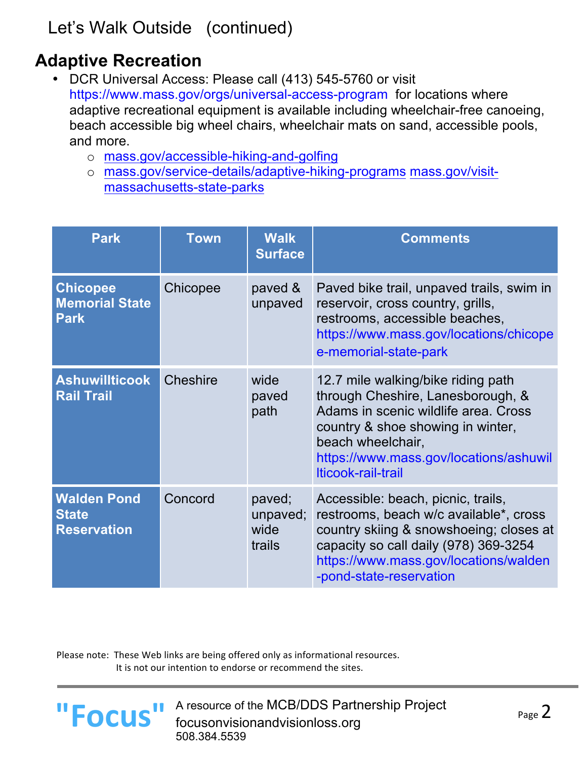Let's Walk Outside (continued)

## Adaptive Recreation

- DCR Universal Access: Please call (413) 545-5760 or visit https://www.mass.gov/orgs/universal-access-program for locations where adaptive recreational equipment is available including wheelchair-free canoeing, beach accessible big wheel chairs, wheelchair mats on sand, accessible pools, and more.
  - mass.gov/accessible-hiking-and-golfing
  - mass.gov/service-details/adaptive-hiking-programs mass.gov/visit-massachusetts-state-parks

| Park | Town | Walk Surface | Comments |
|---|---|---|---|
| **Chicopee Memorial State Park** | Chicopee | paved & unpaved | Paved bike trail, unpaved trails, swim in reservoir, cross country, grills, restrooms, accessible beaches, https://www.mass.gov/locations/chicopee-memorial-state-park |
| **Ashuwillticook Rail Trail** | Cheshire | wide paved path | 12.7 mile walking/bike riding path through Cheshire, Lanesborough, & Adams in scenic wildlife area. Cross country & shoe showing in winter, beach wheelchair, https://www.mass.gov/locations/ashuwillticook-rail-trail |
| **Walden Pond State Reservation** | Concord | paved; unpaved; wide trails | Accessible: beach, picnic, trails, restrooms, beach w/c available*, cross country skiing & snowshoeing; closes at capacity so call daily (978) 369-3254 https://www.mass.gov/locations/walden-pond-state-reservation |

Please note: These Web links are being offered only as informational resources. It is not our intention to endorse or recommend the sites.

"Focus" A resource of the MCB/DDS Partnership Project
focusonvisionandvisionloss.org
508.384.5539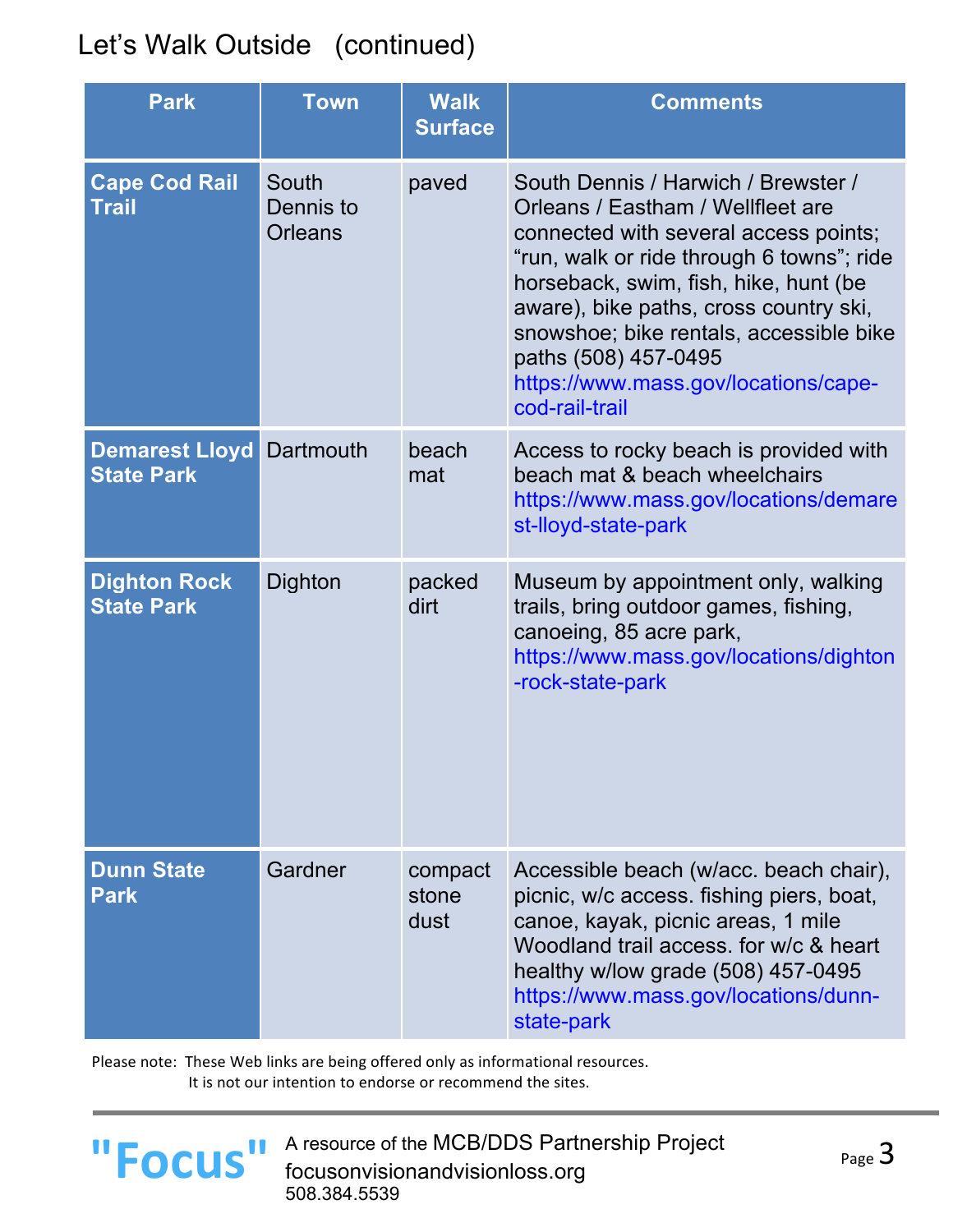# Let's Walk Outside (continued)

| Park | Town | Walk Surface | Comments |
|---|---|---|---|
| **Cape Cod Rail Trail** | South Dennis to Orleans | paved | South Dennis / Harwich / Brewster / Orleans / Eastham / Wellfleet are connected with several access points; "run, walk or ride through 6 towns"; ride horseback, swim, fish, hike, hunt (be aware), bike paths, cross country ski, snowshoe; bike rentals, accessible bike paths (508) 457-0495 https://www.mass.gov/locations/cape-cod-rail-trail |
| **Demarest Lloyd State Park** | Dartmouth | beach mat | Access to rocky beach is provided with beach mat & beach wheelchairs https://www.mass.gov/locations/demarest-lloyd-state-park |
| **Dighton Rock State Park** | Dighton | packed dirt | Museum by appointment only, walking trails, bring outdoor games, fishing, canoeing, 85 acre park, https://www.mass.gov/locations/dighton-rock-state-park |
| **Dunn State Park** | Gardner | compact stone dust | Accessible beach (w/acc. beach chair), picnic, w/c access. fishing piers, boat, canoe, kayak, picnic areas, 1 mile Woodland trail access. for w/c & heart healthy w/low grade (508) 457-0495 https://www.mass.gov/locations/dunn-state-park |

Please note: These Web links are being offered only as informational resources. It is not our intention to endorse or recommend the sites.

"Focus" A resource of the MCB/DDS Partnership Project
focusonvisionandvisionloss.org
508.384.5539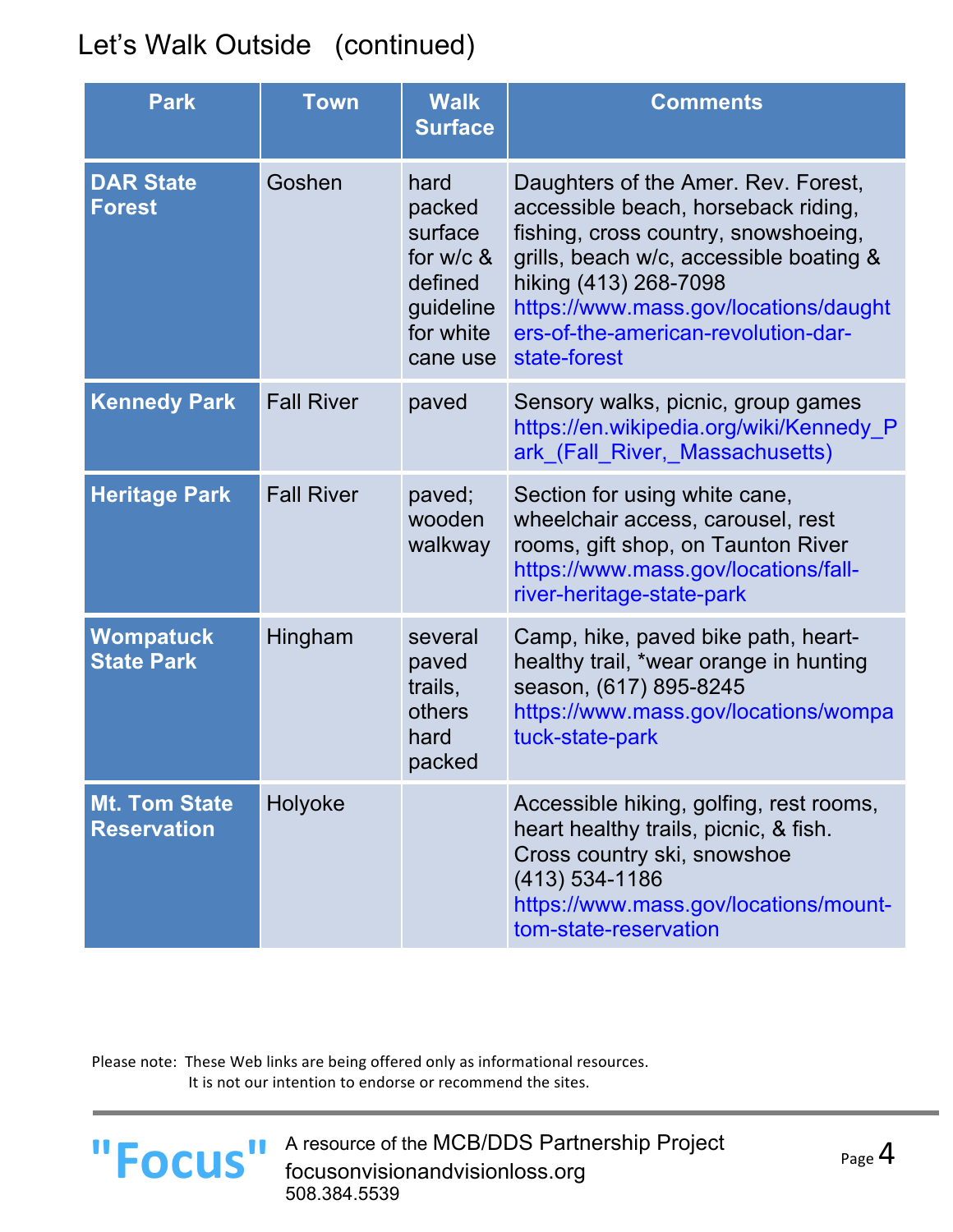# Let's Walk Outside (continued)

| Park | Town | Walk Surface | Comments |
|---|---|---|---|
| **DAR State Forest** | Goshen | hard packed surface for w/c & defined guideline for white cane use | Daughters of the Amer. Rev. Forest, accessible beach, horseback riding, fishing, cross country, snowshoeing, grills, beach w/c, accessible boating & hiking (413) 268-7098 https://www.mass.gov/locations/daughters-of-the-american-revolution-dar-state-forest |
| **Kennedy Park** | Fall River | paved | Sensory walks, picnic, group games https://en.wikipedia.org/wiki/Kennedy_Park_(Fall_River,_Massachusetts) |
| **Heritage Park** | Fall River | paved; wooden walkway | Section for using white cane, wheelchair access, carousel, rest rooms, gift shop, on Taunton River https://www.mass.gov/locations/fall-river-heritage-state-park |
| **Wompatuck State Park** | Hingham | several paved trails, others hard packed | Camp, hike, paved bike path, heart-healthy trail, *wear orange in hunting season, (617) 895-8245 https://www.mass.gov/locations/wompatuck-state-park |
| **Mt. Tom State Reservation** | Holyoke | | Accessible hiking, golfing, rest rooms, heart healthy trails, picnic, & fish. Cross country ski, snowshoe (413) 534-1186 https://www.mass.gov/locations/mount-tom-state-reservation |

Please note: These Web links are being offered only as informational resources.
It is not our intention to endorse or recommend the sites.

"Focus" A resource of the MCB/DDS Partnership Project
focusonvisionandvisionloss.org
508.384.5539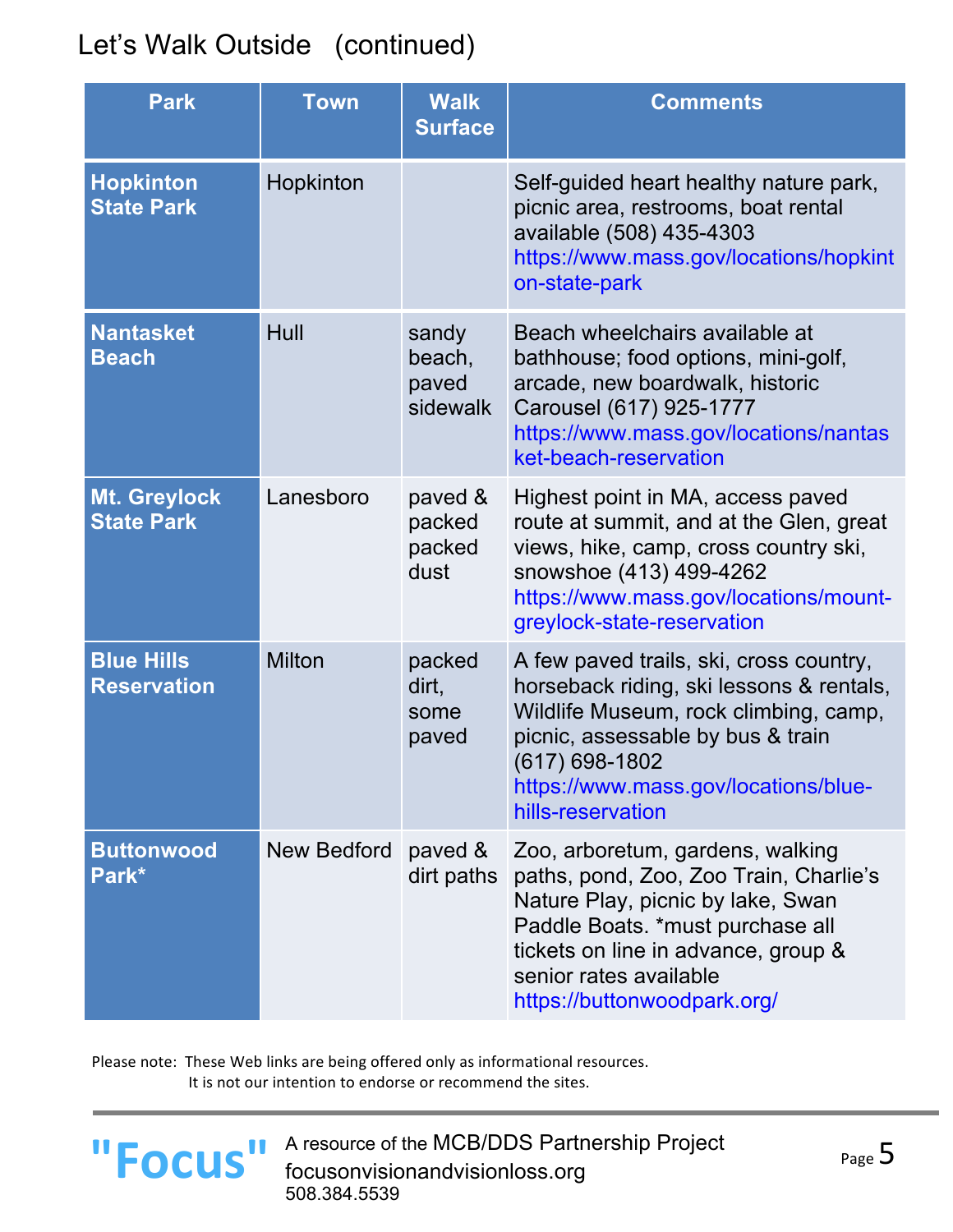# Let's Walk Outside (continued)

| Park | Town | Walk Surface | Comments |
|---|---|---|---|
| **Hopkinton State Park** | Hopkinton | | Self-guided heart healthy nature park, picnic area, restrooms, boat rental available (508) 435-4303 https://www.mass.gov/locations/hopkinton-state-park |
| **Nantasket Beach** | Hull | sandy beach, paved sidewalk | Beach wheelchairs available at bathhouse; food options, mini-golf, arcade, new boardwalk, historic Carousel (617) 925-1777 https://www.mass.gov/locations/nantasket-beach-reservation |
| **Mt. Greylock State Park** | Lanesboro | paved & packed packed dust | Highest point in MA, access paved route at summit, and at the Glen, great views, hike, camp, cross country ski, snowshoe (413) 499-4262 https://www.mass.gov/locations/mount-greylock-state-reservation |
| **Blue Hills Reservation** | Milton | packed dirt, some paved | A few paved trails, ski, cross country, horseback riding, ski lessons & rentals, Wildlife Museum, rock climbing, camp, picnic, assessable by bus & train (617) 698-1802 https://www.mass.gov/locations/blue-hills-reservation |
| **Buttonwood Park*** | New Bedford | paved & dirt paths | Zoo, arboretum, gardens, walking paths, pond, Zoo, Zoo Train, Charlie's Nature Play, picnic by lake, Swan Paddle Boats. *must purchase all tickets on line in advance, group & senior rates available https://buttonwoodpark.org/ |

Please note: These Web links are being offered only as informational resources. It is not our intention to endorse or recommend the sites.

"Focus" A resource of the MCB/DDS Partnership Project
focusonvisionandvisionloss.org
508.384.5539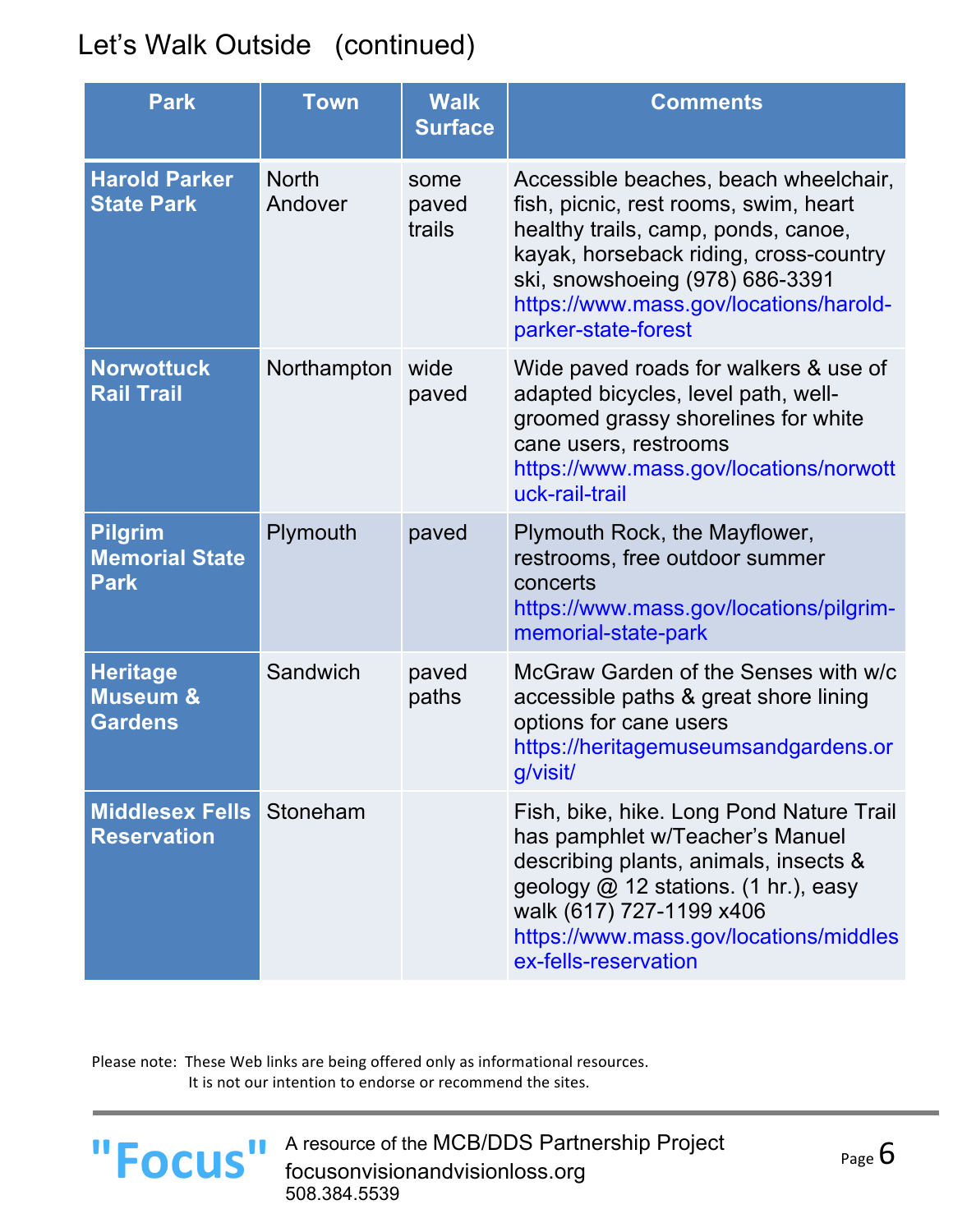# Let's Walk Outside (continued)

| Park | Town | Walk Surface | Comments |
|---|---|---|---|
| **Harold Parker State Park** | North Andover | some paved trails | Accessible beaches, beach wheelchair, fish, picnic, rest rooms, swim, heart healthy trails, camp, ponds, canoe, kayak, horseback riding, cross-country ski, snowshoeing (978) 686-3391 https://www.mass.gov/locations/harold-parker-state-forest |
| **Norwottuck Rail Trail** | Northampton | wide paved | Wide paved roads for walkers & use of adapted bicycles, level path, well-groomed grassy shorelines for white cane users, restrooms https://www.mass.gov/locations/norwottuck-rail-trail |
| **Pilgrim Memorial State Park** | Plymouth | paved | Plymouth Rock, the Mayflower, restrooms, free outdoor summer concerts https://www.mass.gov/locations/pilgrim-memorial-state-park |
| **Heritage Museum & Gardens** | Sandwich | paved paths | McGraw Garden of the Senses with w/c accessible paths & great shore lining options for cane users https://heritagemuseumsandgardens.org/visit/ |
| **Middlesex Fells Reservation** | Stoneham | | Fish, bike, hike. Long Pond Nature Trail has pamphlet w/Teacher's Manuel describing plants, animals, insects & geology @ 12 stations. (1 hr.), easy walk (617) 727-1199 x406 https://www.mass.gov/locations/middlesex-fells-reservation |

Please note: These Web links are being offered only as informational resources.
It is not our intention to endorse or recommend the sites.

"Focus" A resource of the MCB/DDS Partnership Project
focusonvisionandvisionloss.org
508.384.5539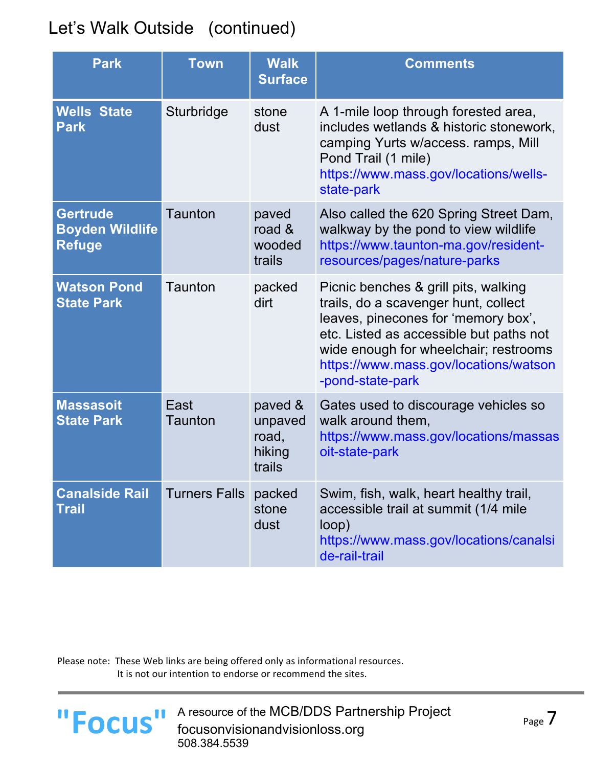## Let's Walk Outside (continued)

| Park | Town | Walk Surface | Comments |
|---|---|---|---|
| **Wells State Park** | Sturbridge | stone dust | A 1-mile loop through forested area, includes wetlands & historic stonework, camping Yurts w/access. ramps, Mill Pond Trail (1 mile) https://www.mass.gov/locations/wells-state-park |
| **Gertrude Boyden Wildlife Refuge** | Taunton | paved road & wooded trails | Also called the 620 Spring Street Dam, walkway by the pond to view wildlife https://www.taunton-ma.gov/resident-resources/pages/nature-parks |
| **Watson Pond State Park** | Taunton | packed dirt | Picnic benches & grill pits, walking trails, do a scavenger hunt, collect leaves, pinecones for 'memory box', etc. Listed as accessible but paths not wide enough for wheelchair; restrooms https://www.mass.gov/locations/watson-pond-state-park |
| **Massasoit State Park** | East Taunton | paved & unpaved road, hiking trails | Gates used to discourage vehicles so walk around them, https://www.mass.gov/locations/massasoit-state-park |
| **Canalside Rail Trail** | Turners Falls | packed stone dust | Swim, fish, walk, heart healthy trail, accessible trail at summit (1/4 mile loop) https://www.mass.gov/locations/canalside-rail-trail |

Please note: These Web links are being offered only as informational resources. It is not our intention to endorse or recommend the sites.

"Focus" A resource of the MCB/DDS Partnership Project
focusonvisionandvisionloss.org
508.384.5539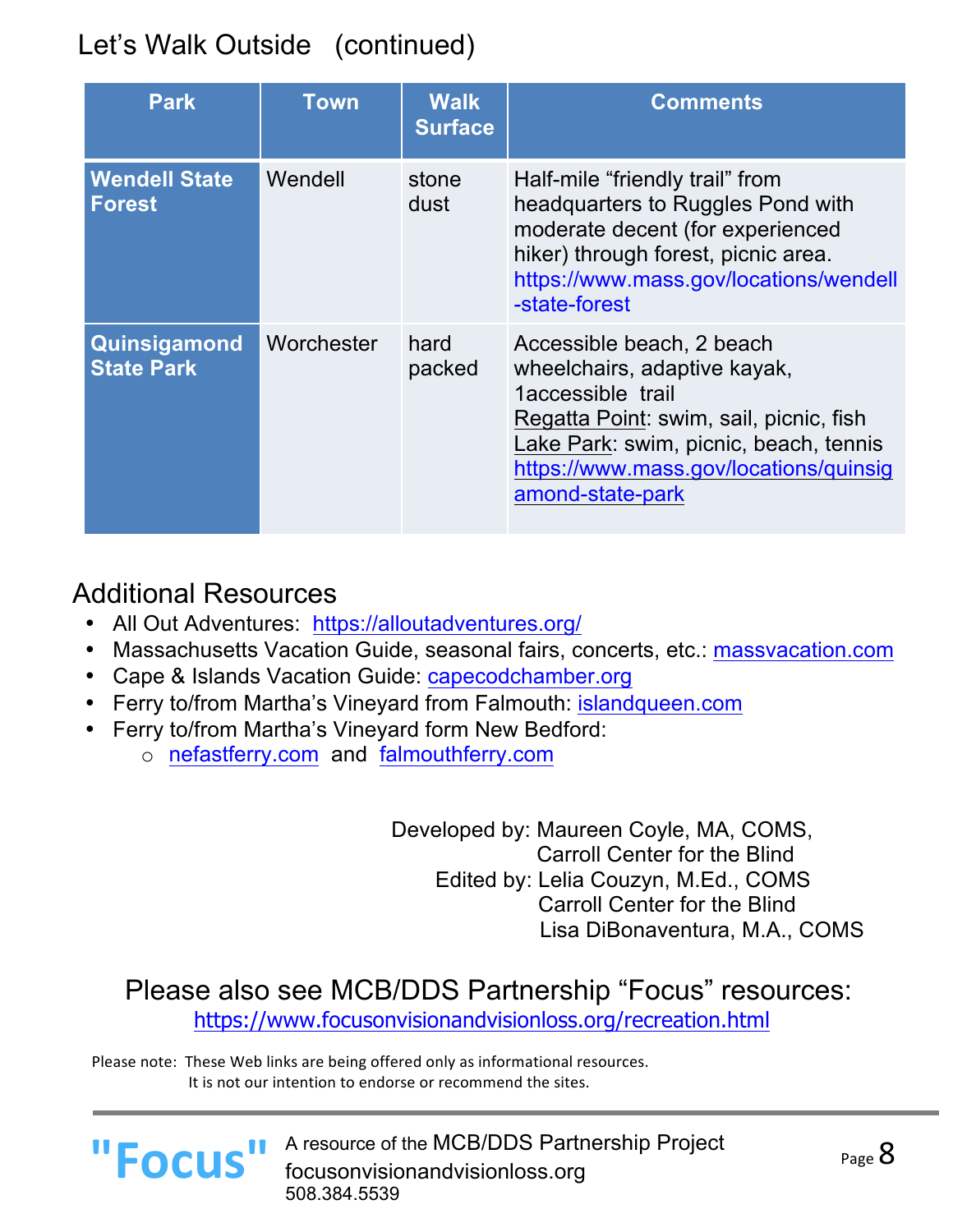## Let's Walk Outside (continued)

| Park | Town | Walk Surface | Comments |
|---|---|---|---|
| **Wendell State Forest** | Wendell | stone dust | Half-mile "friendly trail" from headquarters to Ruggles Pond with moderate decent (for experienced hiker) through forest, picnic area. https://www.mass.gov/locations/wendell-state-forest |
| **Quinsigamond State Park** | Worchester | hard packed | Accessible beach, 2 beach wheelchairs, adaptive kayak, 1accessible trail<br>Regatta Point: swim, sail, picnic, fish<br>Lake Park: swim, picnic, beach, tennis<br>https://www.mass.gov/locations/quinsigamond-state-park |

## Additional Resources

- All Out Adventures: https://alloutadventures.org/
- Massachusetts Vacation Guide, seasonal fairs, concerts, etc.: massvacation.com
- Cape & Islands Vacation Guide: capecodchamber.org
- Ferry to/from Martha's Vineyard from Falmouth: islandqueen.com
- Ferry to/from Martha's Vineyard form New Bedford:
  - nefastferry.com and falmouthferry.com

Developed by: Maureen Coyle, MA, COMS,
Carroll Center for the Blind
Edited by: Lelia Couzyn, M.Ed., COMS
Carroll Center for the Blind
Lisa DiBonaventura, M.A., COMS

Please also see MCB/DDS Partnership "Focus" resources:
https://www.focusonvisionandvisionloss.org/recreation.html

Please note: These Web links are being offered only as informational resources.
It is not our intention to endorse or recommend the sites.

"Focus" A resource of the MCB/DDS Partnership Project
focusonvisionandvisionloss.org
508.384.5539